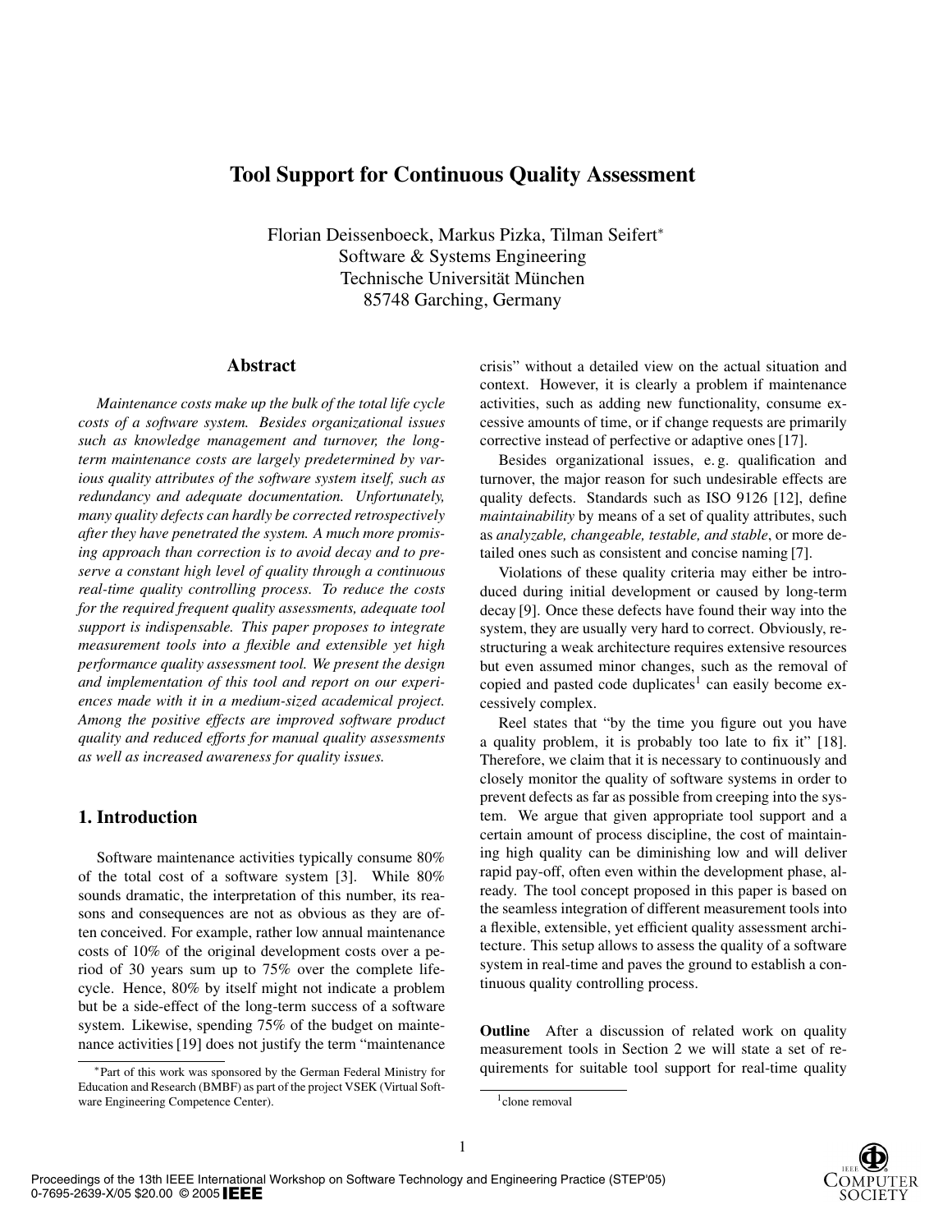# Tool Support for Continuous Quality Assessment

Florian Deissenboeck, Markus Pizka, Tilman Seifert*
Software & Systems Engineering
Technische Universität München
85748 Garching, Germany

## Abstract

*Maintenance costs make up the bulk of the total life cycle costs of a software system. Besides organizational issues such as knowledge management and turnover, the long-term maintenance costs are largely predetermined by various quality attributes of the software system itself, such as redundancy and adequate documentation. Unfortunately, many quality defects can hardly be corrected retrospectively after they have penetrated the system. A much more promising approach than correction is to avoid decay and to preserve a constant high level of quality through a continuous real-time quality controlling process. To reduce the costs for the required frequent quality assessments, adequate tool support is indispensable. This paper proposes to integrate measurement tools into a flexible and extensible yet high performance quality assessment tool. We present the design and implementation of this tool and report on our experiences made with it in a medium-sized academical project. Among the positive effects are improved software product quality and reduced efforts for manual quality assessments as well as increased awareness for quality issues.*

## 1. Introduction

Software maintenance activities typically consume 80% of the total cost of a software system [3]. While 80% sounds dramatic, the interpretation of this number, its reasons and consequences are not as obvious as they are often conceived. For example, rather low annual maintenance costs of 10% of the original development costs over a period of 30 years sum up to 75% over the complete lifecycle. Hence, 80% by itself might not indicate a problem but be a side-effect of the long-term success of a software system. Likewise, spending 75% of the budget on maintenance activities [19] does not justify the term "maintenance crisis" without a detailed view on the actual situation and context. However, it is clearly a problem if maintenance activities, such as adding new functionality, consume excessive amounts of time, or if change requests are primarily corrective instead of perfective or adaptive ones [17].

Besides organizational issues, e. g. qualification and turnover, the major reason for such undesirable effects are quality defects. Standards such as ISO 9126 [12], define *maintainability* by means of a set of quality attributes, such as *analyzable, changeable, testable, and stable*, or more detailed ones such as consistent and concise naming [7].

Violations of these quality criteria may either be introduced during initial development or caused by long-term decay [9]. Once these defects have found their way into the system, they are usually very hard to correct. Obviously, restructuring a weak architecture requires extensive resources but even assumed minor changes, such as the removal of copied and pasted code duplicates[1] can easily become excessively complex.

Reel states that "by the time you figure out you have a quality problem, it is probably too late to fix it" [18]. Therefore, we claim that it is necessary to continuously and closely monitor the quality of software systems in order to prevent defects as far as possible from creeping into the system. We argue that given appropriate tool support and a certain amount of process discipline, the cost of maintaining high quality can be diminishing low and will deliver rapid pay-off, often even within the development phase, already. The tool concept proposed in this paper is based on the seamless integration of different measurement tools into a flexible, extensible, yet efficient quality assessment architecture. This setup allows to assess the quality of a software system in real-time and paves the ground to establish a continuous quality controlling process.

**Outline** After a discussion of related work on quality measurement tools in Section 2 we will state a set of requirements for suitable tool support for real-time quality

*Part of this work was sponsored by the German Federal Ministry for Education and Research (BMBF) as part of the project VSEK (Virtual Software Engineering Competence Center).

[1] clone removal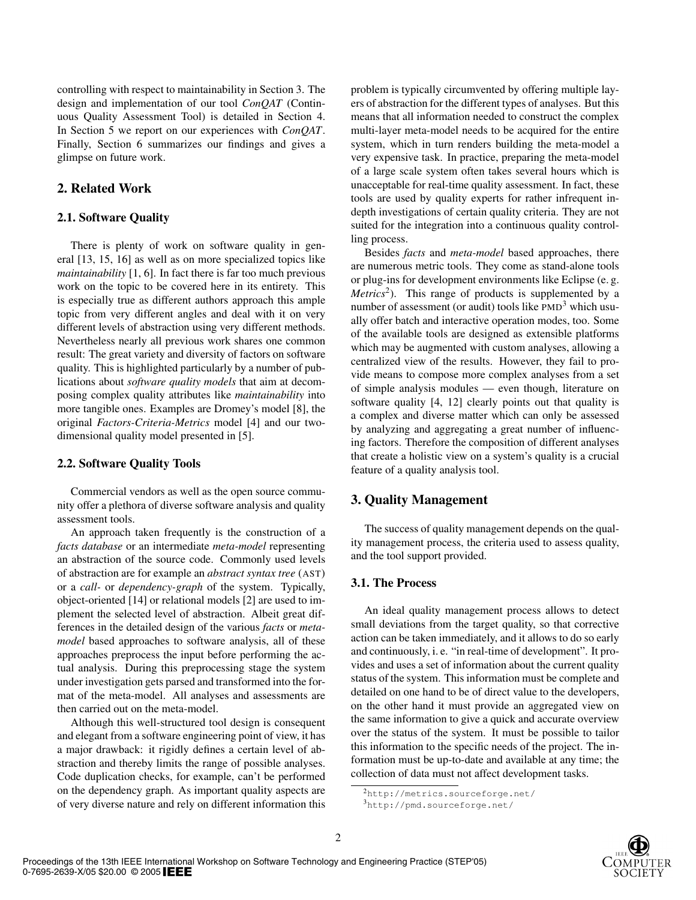controlling with respect to maintainability in Section 3. The design and implementation of our tool *ConQAT* (Continuous Quality Assessment Tool) is detailed in Section 4. In Section 5 we report on our experiences with *ConQAT*. Finally, Section 6 summarizes our findings and gives a glimpse on future work.

## 2. Related Work

### 2.1. Software Quality

There is plenty of work on software quality in general [13, 15, 16] as well as on more specialized topics like *maintainability* [1, 6]. In fact there is far too much previous work on the topic to be covered here in its entirety. This is especially true as different authors approach this ample topic from very different angles and deal with it on very different levels of abstraction using very different methods. Nevertheless nearly all previous work shares one common result: The great variety and diversity of factors on software quality. This is highlighted particularly by a number of publications about *software quality models* that aim at decomposing complex quality attributes like *maintainability* into more tangible ones. Examples are Dromey's model [8], the original *Factors-Criteria-Metrics* model [4] and our two-dimensional quality model presented in [5].

### 2.2. Software Quality Tools

Commercial vendors as well as the open source community offer a plethora of diverse software analysis and quality assessment tools.

An approach taken frequently is the construction of a *facts database* or an intermediate *meta-model* representing an abstraction of the source code. Commonly used levels of abstraction are for example an *abstract syntax tree* (AST) or a *call-* or *dependency-graph* of the system. Typically, object-oriented [14] or relational models [2] are used to implement the selected level of abstraction. Albeit great differences in the detailed design of the various *facts* or *meta-model* based approaches to software analysis, all of these approaches preprocess the input before performing the actual analysis. During this preprocessing stage the system under investigation gets parsed and transformed into the format of the meta-model. All analyses and assessments are then carried out on the meta-model.

Although this well-structured tool design is consequent and elegant from a software engineering point of view, it has a major drawback: it rigidly defines a certain level of abstraction and thereby limits the range of possible analyses. Code duplication checks, for example, can't be performed on the dependency graph. As important quality aspects are of very diverse nature and rely on different information this problem is typically circumvented by offering multiple layers of abstraction for the different types of analyses. But this means that all information needed to construct the complex multi-layer meta-model needs to be acquired for the entire system, which in turn renders building the meta-model a very expensive task. In practice, preparing the meta-model of a large scale system often takes several hours which is unacceptable for real-time quality assessment. In fact, these tools are used by quality experts for rather infrequent in-depth investigations of certain quality criteria. They are not suited for the integration into a continuous quality controlling process.

Besides *facts* and *meta-model* based approaches, there are numerous metric tools. They come as stand-alone tools or plug-ins for development environments like Eclipse (e. g. *Metrics*[2]). This range of products is supplemented by a number of assessment (or audit) tools like PMD[3] which usually offer batch and interactive operation modes, too. Some of the available tools are designed as extensible platforms which may be augmented with custom analyses, allowing a centralized view of the results. However, they fail to provide means to compose more complex analyses from a set of simple analysis modules — even though, literature on software quality [4, 12] clearly points out that quality is a complex and diverse matter which can only be assessed by analyzing and aggregating a great number of influencing factors. Therefore the composition of different analyses that create a holistic view on a system's quality is a crucial feature of a quality analysis tool.

## 3. Quality Management

The success of quality management depends on the quality management process, the criteria used to assess quality, and the tool support provided.

### 3.1. The Process

An ideal quality management process allows to detect small deviations from the target quality, so that corrective action can be taken immediately, and it allows to do so early and continuously, i. e. "in real-time of development". It provides and uses a set of information about the current quality status of the system. This information must be complete and detailed on one hand to be of direct value to the developers, on the other hand it must provide an aggregated view on the same information to give a quick and accurate overview over the status of the system. It must be possible to tailor this information to the specific needs of the project. The information must be up-to-date and available at any time; the collection of data must not affect development tasks.

[2] http://metrics.sourceforge.net/

[3] http://pmd.sourceforge.net/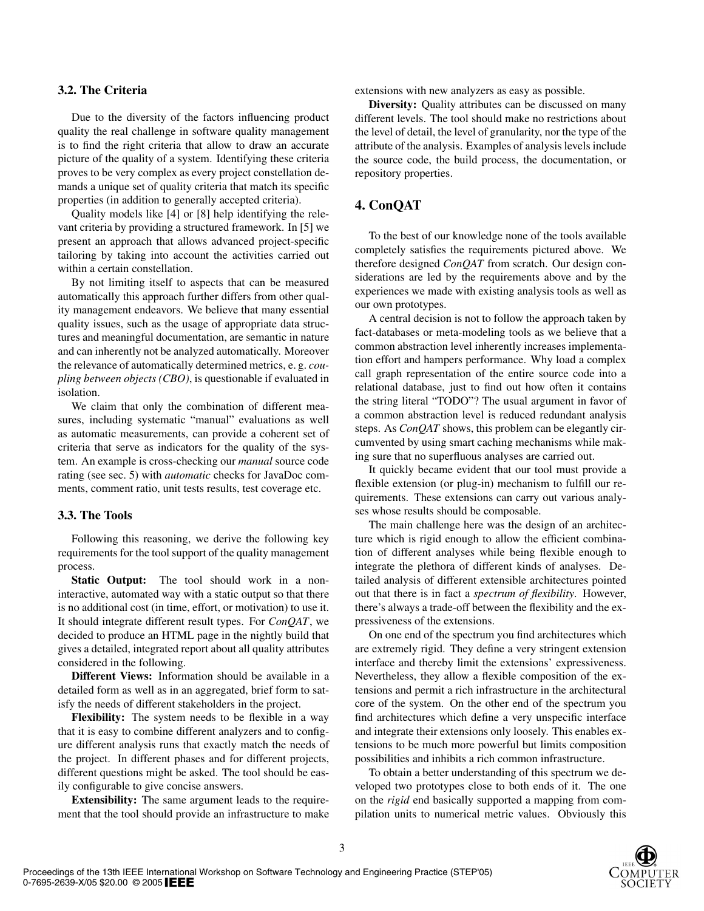### 3.2. The Criteria

Due to the diversity of the factors influencing product quality the real challenge in software quality management is to find the right criteria that allow to draw an accurate picture of the quality of a system. Identifying these criteria proves to be very complex as every project constellation demands a unique set of quality criteria that match its specific properties (in addition to generally accepted criteria).

Quality models like [4] or [8] help identifying the relevant criteria by providing a structured framework. In [5] we present an approach that allows advanced project-specific tailoring by taking into account the activities carried out within a certain constellation.

By not limiting itself to aspects that can be measured automatically this approach further differs from other quality management endeavors. We believe that many essential quality issues, such as the usage of appropriate data structures and meaningful documentation, are semantic in nature and can inherently not be analyzed automatically. Moreover the relevance of automatically determined metrics, e. g. *coupling between objects (CBO)*, is questionable if evaluated in isolation.

We claim that only the combination of different measures, including systematic "manual" evaluations as well as automatic measurements, can provide a coherent set of criteria that serve as indicators for the quality of the system. An example is cross-checking our *manual* source code rating (see sec. 5) with *automatic* checks for JavaDoc comments, comment ratio, unit tests results, test coverage etc.

### 3.3. The Tools

Following this reasoning, we derive the following key requirements for the tool support of the quality management process.

**Static Output:** The tool should work in a non-interactive, automated way with a static output so that there is no additional cost (in time, effort, or motivation) to use it. It should integrate different result types. For *ConQAT*, we decided to produce an HTML page in the nightly build that gives a detailed, integrated report about all quality attributes considered in the following.

**Different Views:** Information should be available in a detailed form as well as in an aggregated, brief form to satisfy the needs of different stakeholders in the project.

**Flexibility:** The system needs to be flexible in a way that it is easy to combine different analyzers and to configure different analysis runs that exactly match the needs of the project. In different phases and for different projects, different questions might be asked. The tool should be easily configurable to give concise answers.

**Extensibility:** The same argument leads to the requirement that the tool should provide an infrastructure to make extensions with new analyzers as easy as possible.

**Diversity:** Quality attributes can be discussed on many different levels. The tool should make no restrictions about the level of detail, the level of granularity, nor the type of the attribute of the analysis. Examples of analysis levels include the source code, the build process, the documentation, or repository properties.

## 4. ConQAT

To the best of our knowledge none of the tools available completely satisfies the requirements pictured above. We therefore designed *ConQAT* from scratch. Our design considerations are led by the requirements above and by the experiences we made with existing analysis tools as well as our own prototypes.

A central decision is not to follow the approach taken by fact-databases or meta-modeling tools as we believe that a common abstraction level inherently increases implementation effort and hampers performance. Why load a complex call graph representation of the entire source code into a relational database, just to find out how often it contains the string literal "TODO"? The usual argument in favor of a common abstraction level is reduced redundant analysis steps. As *ConQAT* shows, this problem can be elegantly circumvented by using smart caching mechanisms while making sure that no superfluous analyses are carried out.

It quickly became evident that our tool must provide a flexible extension (or plug-in) mechanism to fulfill our requirements. These extensions can carry out various analyses whose results should be composable.

The main challenge here was the design of an architecture which is rigid enough to allow the efficient combination of different analyses while being flexible enough to integrate the plethora of different kinds of analyses. Detailed analysis of different extensible architectures pointed out that there is in fact a *spectrum of flexibility*. However, there's always a trade-off between the flexibility and the expressiveness of the extensions.

On one end of the spectrum you find architectures which are extremely rigid. They define a very stringent extension interface and thereby limit the extensions' expressiveness. Nevertheless, they allow a flexible composition of the extensions and permit a rich infrastructure in the architectural core of the system. On the other end of the spectrum you find architectures which define a very unspecific interface and integrate their extensions only loosely. This enables extensions to be much more powerful but limits composition possibilities and inhibits a rich common infrastructure.

To obtain a better understanding of this spectrum we developed two prototypes close to both ends of it. The one on the *rigid* end basically supported a mapping from compilation units to numerical metric values. Obviously this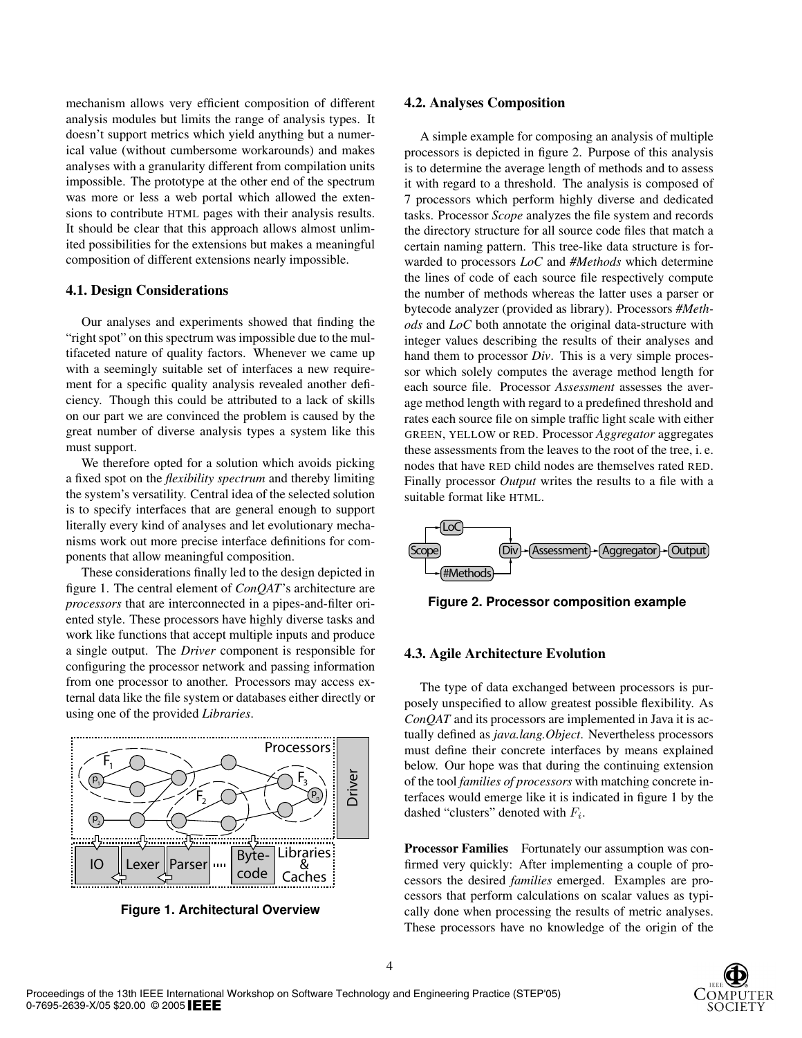mechanism allows very efficient composition of different analysis modules but limits the range of analysis types. It doesn't support metrics which yield anything but a numerical value (without cumbersome workarounds) and makes analyses with a granularity different from compilation units impossible. The prototype at the other end of the spectrum was more or less a web portal which allowed the extensions to contribute HTML pages with their analysis results. It should be clear that this approach allows almost unlimited possibilities for the extensions but makes a meaningful composition of different extensions nearly impossible.

### 4.1. Design Considerations

Our analyses and experiments showed that finding the "right spot" on this spectrum was impossible due to the multifaceted nature of quality factors. Whenever we came up with a seemingly suitable set of interfaces a new requirement for a specific quality analysis revealed another deficiency. Though this could be attributed to a lack of skills on our part we are convinced the problem is caused by the great number of diverse analysis types a system like this must support.

We therefore opted for a solution which avoids picking a fixed spot on the *flexibility spectrum* and thereby limiting the system's versatility. Central idea of the selected solution is to specify interfaces that are general enough to support literally every kind of analyses and let evolutionary mechanisms work out more precise interface definitions for components that allow meaningful composition.

These considerations finally led to the design depicted in figure 1. The central element of *ConQAT*'s architecture are *processors* that are interconnected in a pipes-and-filter oriented style. These processors have highly diverse tasks and work like functions that accept multiple inputs and produce a single output. The *Driver* component is responsible for configuring the processor network and passing information from one processor to another. Processors may access external data like the file system or databases either directly or using one of the provided *Libraries*.

Processors
$F_1$
$F_2$
$F_3$
$p_1$
$p_2$
$p_n$
Driver
IO
Lexer
Parser
Byte-code
Libraries & Caches

**Figure 1. Architectural Overview**

### 4.2. Analyses Composition

A simple example for composing an analysis of multiple processors is depicted in figure 2. Purpose of this analysis is to determine the average length of methods and to assess it with regard to a threshold. The analysis is composed of 7 processors which perform highly diverse and dedicated tasks. Processor *Scope* analyzes the file system and records the directory structure for all source code files that match a certain naming pattern. This tree-like data structure is forwarded to processors *LoC* and *#Methods* which determine the lines of code of each source file respectively compute the number of methods whereas the latter uses a parser or bytecode analyzer (provided as library). Processors *#Methods* and *LoC* both annotate the original data-structure with integer values describing the results of their analyses and hand them to processor *Div*. This is a very simple processor which solely computes the average method length for each source file. Processor *Assessment* assesses the average method length with regard to a predefined threshold and rates each source file on simple traffic light scale with either GREEN, YELLOW or RED. Processor *Aggregator* aggregates these assessments from the leaves to the root of the tree, i. e. nodes that have RED child nodes are themselves rated RED. Finally processor *Output* writes the results to a file with a suitable format like HTML.

LoC
Scope
Div
Assessment
Aggregator
Output
#Methods

**Figure 2. Processor composition example**

### 4.3. Agile Architecture Evolution

The type of data exchanged between processors is purposely unspecified to allow greatest possible flexibility. As *ConQAT* and its processors are implemented in Java it is actually defined as *java.lang.Object*. Nevertheless processors must define their concrete interfaces by means explained below. Our hope was that during the continuing extension of the tool *families of processors* with matching concrete interfaces would emerge like it is indicated in figure 1 by the dashed "clusters" denoted with $F_i$.

**Processor Families** Fortunately our assumption was confirmed very quickly: After implementing a couple of processors the desired *families* emerged. Examples are processors that perform calculations on scalar values as typically done when processing the results of metric analyses. These processors have no knowledge of the origin of the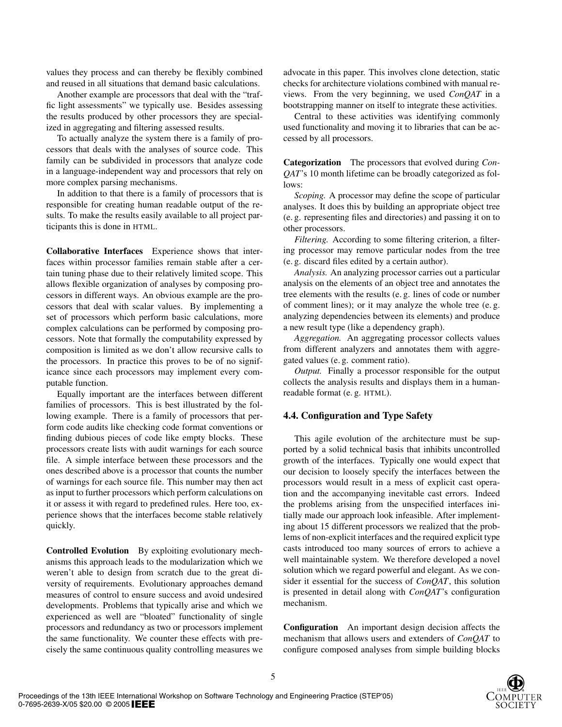values they process and can thereby be flexibly combined and reused in all situations that demand basic calculations.

Another example are processors that deal with the "traffic light assessments" we typically use. Besides assessing the results produced by other processors they are specialized in aggregating and filtering assessed results.

To actually analyze the system there is a family of processors that deals with the analyses of source code. This family can be subdivided in processors that analyze code in a language-independent way and processors that rely on more complex parsing mechanisms.

In addition to that there is a family of processors that is responsible for creating human readable output of the results. To make the results easily available to all project participants this is done in HTML.

**Collaborative Interfaces** Experience shows that interfaces within processor families remain stable after a certain tuning phase due to their relatively limited scope. This allows flexible organization of analyses by composing processors in different ways. An obvious example are the processors that deal with scalar values. By implementing a set of processors which perform basic calculations, more complex calculations can be performed by composing processors. Note that formally the computability expressed by composition is limited as we don't allow recursive calls to the processors. In practice this proves to be of no significance since each processors may implement every computable function.

Equally important are the interfaces between different families of processors. This is best illustrated by the following example. There is a family of processors that perform code audits like checking code format conventions or finding dubious pieces of code like empty blocks. These processors create lists with audit warnings for each source file. A simple interface between these processors and the ones described above is a processor that counts the number of warnings for each source file. This number may then act as input to further processors which perform calculations on it or assess it with regard to predefined rules. Here too, experience shows that the interfaces become stable relatively quickly.

**Controlled Evolution** By exploiting evolutionary mechanisms this approach leads to the modularization which we weren't able to design from scratch due to the great diversity of requirements. Evolutionary approaches demand measures of control to ensure success and avoid undesired developments. Problems that typically arise and which we experienced as well are "bloated" functionality of single processors and redundancy as two or processors implement the same functionality. We counter these effects with precisely the same continuous quality controlling measures we advocate in this paper. This involves clone detection, static checks for architecture violations combined with manual reviews. From the very beginning, we used *ConQAT* in a bootstrapping manner on itself to integrate these activities.

Central to these activities was identifying commonly used functionality and moving it to libraries that can be accessed by all processors.

**Categorization** The processors that evolved during *ConQAT*'s 10 month lifetime can be broadly categorized as follows:

*Scoping.* A processor may define the scope of particular analyses. It does this by building an appropriate object tree (e. g. representing files and directories) and passing it on to other processors.

*Filtering.* According to some filtering criterion, a filtering processor may remove particular nodes from the tree (e. g. discard files edited by a certain author).

*Analysis.* An analyzing processor carries out a particular analysis on the elements of an object tree and annotates the tree elements with the results (e. g. lines of code or number of comment lines); or it may analyze the whole tree (e. g. analyzing dependencies between its elements) and produce a new result type (like a dependency graph).

*Aggregation.* An aggregating processor collects values from different analyzers and annotates them with aggregated values (e. g. comment ratio).

*Output.* Finally a processor responsible for the output collects the analysis results and displays them in a human-readable format (e. g. HTML).

### 4.4. Configuration and Type Safety

This agile evolution of the architecture must be supported by a solid technical basis that inhibits uncontrolled growth of the interfaces. Typically one would expect that our decision to loosely specify the interfaces between the processors would result in a mess of explicit cast operation and the accompanying inevitable cast errors. Indeed the problems arising from the unspecified interfaces initially made our approach look infeasible. After implementing about 15 different processors we realized that the problems of non-explicit interfaces and the required explicit type casts introduced too many sources of errors to achieve a well maintainable system. We therefore developed a novel solution which we regard powerful and elegant. As we consider it essential for the success of *ConQAT*, this solution is presented in detail along with *ConQAT*'s configuration mechanism.

**Configuration** An important design decision affects the mechanism that allows users and extenders of *ConQAT* to configure composed analyses from simple building blocks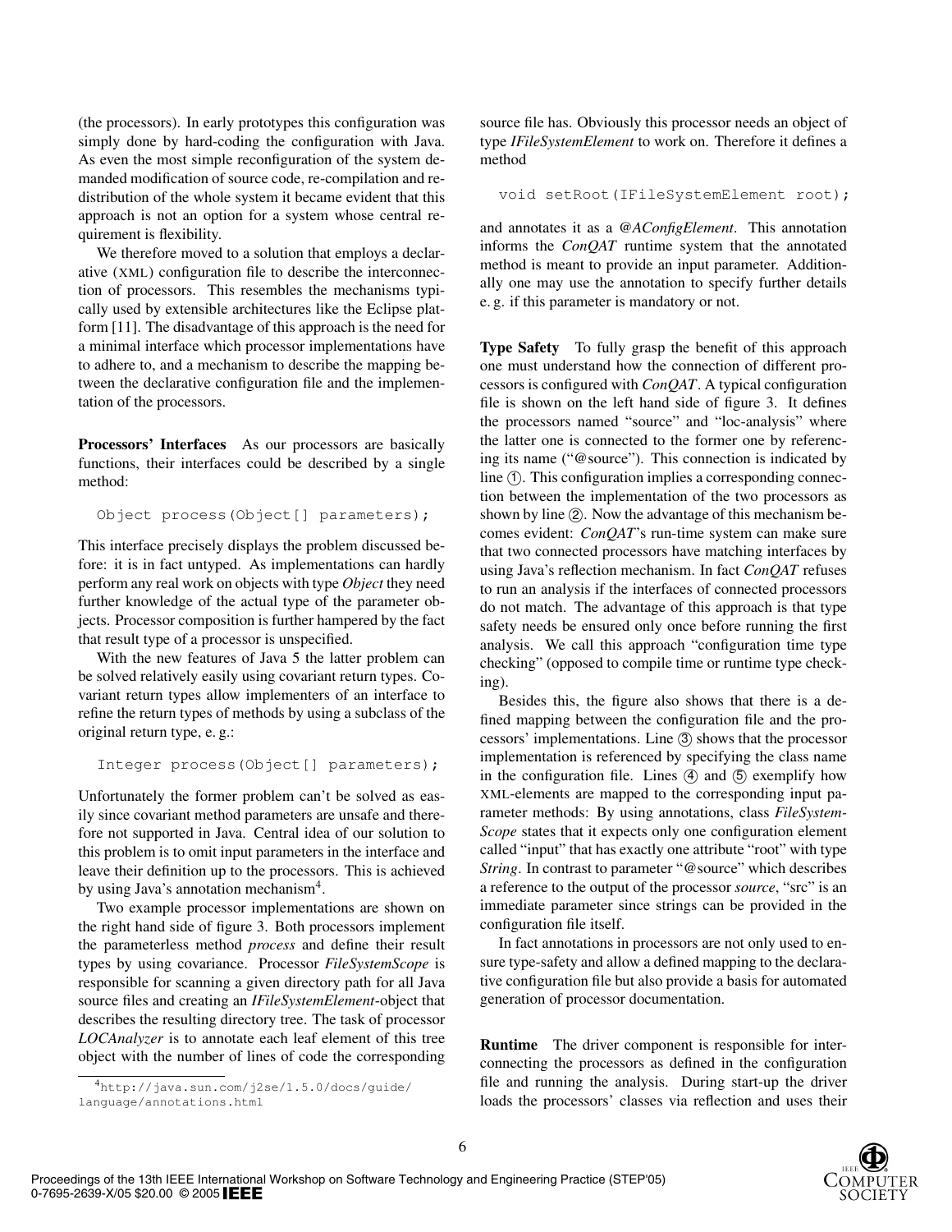(the processors). In early prototypes this configuration was simply done by hard-coding the configuration with Java. As even the most simple reconfiguration of the system demanded modification of source code, re-compilation and redistribution of the whole system it became evident that this approach is not an option for a system whose central requirement is flexibility.

We therefore moved to a solution that employs a declarative (XML) configuration file to describe the interconnection of processors. This resembles the mechanisms typically used by extensible architectures like the Eclipse platform [11]. The disadvantage of this approach is the need for a minimal interface which processor implementations have to adhere to, and a mechanism to describe the mapping between the declarative configuration file and the implementation of the processors.

**Processors' Interfaces** As our processors are basically functions, their interfaces could be described by a single method:

```
Object process(Object[] parameters);
```

This interface precisely displays the problem discussed before: it is in fact untyped. As implementations can hardly perform any real work on objects with type *Object* they need further knowledge of the actual type of the parameter objects. Processor composition is further hampered by the fact that result type of a processor is unspecified.

With the new features of Java 5 the latter problem can be solved relatively easily using covariant return types. Covariant return types allow implementers of an interface to refine the return types of methods by using a subclass of the original return type, e. g.:

```
Integer process(Object[] parameters);
```

Unfortunately the former problem can't be solved as easily since covariant method parameters are unsafe and therefore not supported in Java. Central idea of our solution to this problem is to omit input parameters in the interface and leave their definition up to the processors. This is achieved by using Java's annotation mechanism[4].

Two example processor implementations are shown on the right hand side of figure 3. Both processors implement the parameterless method *process* and define their result types by using covariance. Processor *FileSystemScope* is responsible for scanning a given directory path for all Java source files and creating an *IFileSystemElement*-object that describes the resulting directory tree. The task of processor *LOCAnalyzer* is to annotate each leaf element of this tree object with the number of lines of code the corresponding source file has. Obviously this processor needs an object of type *IFileSystemElement* to work on. Therefore it defines a method

```
void setRoot(IFileSystemElement root);
```

and annotates it as a *@AConfigElement*. This annotation informs the *ConQAT* runtime system that the annotated method is meant to provide an input parameter. Additionally one may use the annotation to specify further details e. g. if this parameter is mandatory or not.

**Type Safety** To fully grasp the benefit of this approach one must understand how the connection of different processors is configured with *ConQAT*. A typical configuration file is shown on the left hand side of figure 3. It defines the processors named "source" and "loc-analysis" where the latter one is connected to the former one by referencing its name ("@source"). This connection is indicated by line ①. This configuration implies a corresponding connection between the implementation of the two processors as shown by line ②. Now the advantage of this mechanism becomes evident: *ConQAT*'s run-time system can make sure that two connected processors have matching interfaces by using Java's reflection mechanism. In fact *ConQAT* refuses to run an analysis if the interfaces of connected processors do not match. The advantage of this approach is that type safety needs be ensured only once before running the first analysis. We call this approach "configuration time type checking" (opposed to compile time or runtime type checking).

Besides this, the figure also shows that there is a defined mapping between the configuration file and the processors' implementations. Line ③ shows that the processor implementation is referenced by specifying the class name in the configuration file. Lines ④ and ⑤ exemplify how XML-elements are mapped to the corresponding input parameter methods: By using annotations, class *FileSystemScope* states that it expects only one configuration element called "input" that has exactly one attribute "root" with type *String*. In contrast to parameter "@source" which describes a reference to the output of the processor *source*, "src" is an immediate parameter since strings can be provided in the configuration file itself.

In fact annotations in processors are not only used to ensure type-safety and allow a defined mapping to the declarative configuration file but also provide a basis for automated generation of processor documentation.

**Runtime** The driver component is responsible for interconnecting the processors as defined in the configuration file and running the analysis. During start-up the driver loads the processors' classes via reflection and uses their

[4] http://java.sun.com/j2se/1.5.0/docs/guide/language/annotations.html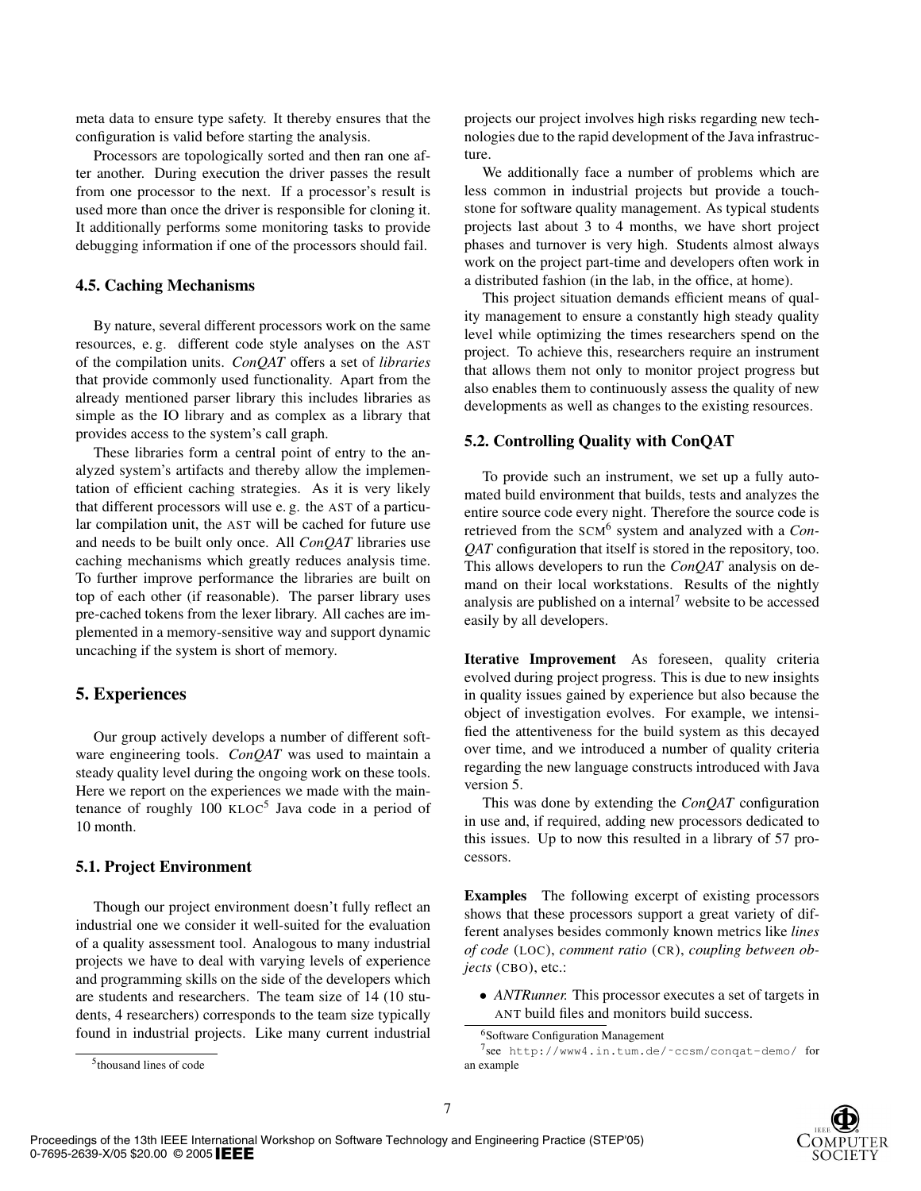meta data to ensure type safety. It thereby ensures that the configuration is valid before starting the analysis.

Processors are topologically sorted and then ran one after another. During execution the driver passes the result from one processor to the next. If a processor's result is used more than once the driver is responsible for cloning it. It additionally performs some monitoring tasks to provide debugging information if one of the processors should fail.

### 4.5. Caching Mechanisms

By nature, several different processors work on the same resources, e. g. different code style analyses on the AST of the compilation units. *ConQAT* offers a set of *libraries* that provide commonly used functionality. Apart from the already mentioned parser library this includes libraries as simple as the IO library and as complex as a library that provides access to the system's call graph.

These libraries form a central point of entry to the analyzed system's artifacts and thereby allow the implementation of efficient caching strategies. As it is very likely that different processors will use e. g. the AST of a particular compilation unit, the AST will be cached for future use and needs to be built only once. All *ConQAT* libraries use caching mechanisms which greatly reduces analysis time. To further improve performance the libraries are built on top of each other (if reasonable). The parser library uses pre-cached tokens from the lexer library. All caches are implemented in a memory-sensitive way and support dynamic uncaching if the system is short of memory.

## 5. Experiences

Our group actively develops a number of different software engineering tools. *ConQAT* was used to maintain a steady quality level during the ongoing work on these tools. Here we report on the experiences we made with the maintenance of roughly 100 KLOC[5] Java code in a period of 10 month.

### 5.1. Project Environment

Though our project environment doesn't fully reflect an industrial one we consider it well-suited for the evaluation of a quality assessment tool. Analogous to many industrial projects we have to deal with varying levels of experience and programming skills on the side of the developers which are students and researchers. The team size of 14 (10 students, 4 researchers) corresponds to the team size typically found in industrial projects. Like many current industrial projects our project involves high risks regarding new technologies due to the rapid development of the Java infrastructure.

We additionally face a number of problems which are less common in industrial projects but provide a touchstone for software quality management. As typical students projects last about 3 to 4 months, we have short project phases and turnover is very high. Students almost always work on the project part-time and developers often work in a distributed fashion (in the lab, in the office, at home).

This project situation demands efficient means of quality management to ensure a constantly high steady quality level while optimizing the times researchers spend on the project. To achieve this, researchers require an instrument that allows them not only to monitor project progress but also enables them to continuously assess the quality of new developments as well as changes to the existing resources.

### 5.2. Controlling Quality with ConQAT

To provide such an instrument, we set up a fully automated build environment that builds, tests and analyzes the entire source code every night. Therefore the source code is retrieved from the SCM[6] system and analyzed with a *ConQAT* configuration that itself is stored in the repository, too. This allows developers to run the *ConQAT* analysis on demand on their local workstations. Results of the nightly analysis are published on a internal[7] website to be accessed easily by all developers.

**Iterative Improvement** As foreseen, quality criteria evolved during project progress. This is due to new insights in quality issues gained by experience but also because the object of investigation evolves. For example, we intensified the attentiveness for the build system as this decayed over time, and we introduced a number of quality criteria regarding the new language constructs introduced with Java version 5.

This was done by extending the *ConQAT* configuration in use and, if required, adding new processors dedicated to this issues. Up to now this resulted in a library of 57 processors.

**Examples** The following excerpt of existing processors shows that these processors support a great variety of different analyses besides commonly known metrics like *lines of code* (LOC), *comment ratio* (CR), *coupling between objects* (CBO), etc.:

- *ANTRunner.* This processor executes a set of targets in ANT build files and monitors build success.

[5] thousand lines of code

[6] Software Configuration Management

[7] see http://www4.in.tum.de/~ccsm/conqat-demo/ for an example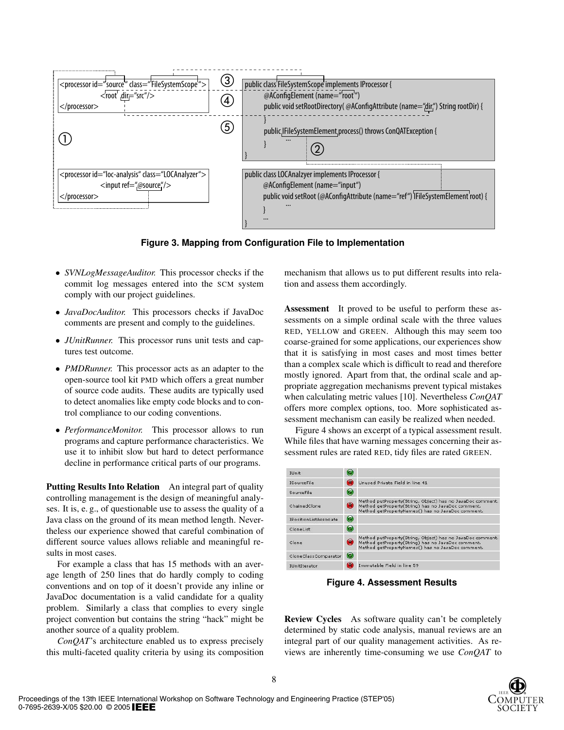```
<processor id="source" class="FileSystemScope">
        <root dir="src"/>
</processor>

<processor id="loc-analysis" class="LOCAnalyzer">
        <input ref="@source"/>
</processor>
```

```
public class FileSystemScope implements IProcessor {
        @AConfigElement (name="root")
        public void setRootDirectory( @AConfigAttribute (name="dir") String rootDir) {
        }
        public IFileSystemElement process() throws ConQATException {
                ...
        }
}

public class LOCAnalzyer implements IProcessor {
        @AConfigElement (name="input")
        public void setRoot (@AConfigAttribute (name="ref") IFileSystemElement root) {
                ...
        }
        ...
}
```

**Figure 3. Mapping from Configuration File to Implementation**

- *SVNLogMessageAuditor.* This processor checks if the commit log messages entered into the SCM system comply with our project guidelines.
- *JavaDocAuditor.* This processors checks if JavaDoc comments are present and comply to the guidelines.
- *JUnitRunner.* This processor runs unit tests and captures test outcome.
- *PMDRunner.* This processor acts as an adapter to the open-source tool kit PMD which offers a great number of source code audits. These audits are typically used to detect anomalies like empty code blocks and to control compliance to our coding conventions.
- *PerformanceMonitor.* This processor allows to run programs and capture performance characteristics. We use it to inhibit slow but hard to detect performance decline in performance critical parts of our programs.

**Putting Results Into Relation** An integral part of quality controlling management is the design of meaningful analyses. It is, e. g., of questionable use to assess the quality of a Java class on the ground of its mean method length. Nevertheless our experience showed that careful combination of different source values allows reliable and meaningful results in most cases.

For example a class that has 15 methods with an average length of 250 lines that do hardly comply to coding conventions and on top of it doesn't provide any inline or JavaDoc documentation is a valid candidate for a quality problem. Similarly a class that complies to every single project convention but contains the string "hack" might be another source of a quality problem.

*ConQAT*'s architecture enabled us to express precisely this multi-faceted quality criteria by using its composition mechanism that allows us to put different results into relation and assess them accordingly.

**Assessment** It proved to be useful to perform these assessments on a simple ordinal scale with the three values RED, YELLOW and GREEN. Although this may seem too coarse-grained for some applications, our experiences show that it is satisfying in most cases and most times better than a complex scale which is difficult to read and therefore mostly ignored. Apart from that, the ordinal scale and appropriate aggregation mechanisms prevent typical mistakes when calculating metric values [10]. Nevertheless *ConQAT* offers more complex options, too. More sophisticated assessment mechanism can easily be realized when needed.

Figure 4 shows an excerpt of a typical assessment result. While files that have warning messages concerning their assessment rules are rated RED, tidy files are rated GREEN.

| | | |
|---|---|---|
| IUnit | G | |
| ISourceFile | R | Unused Private Field in line 41 |
| SourceFile | G | |
| ChainedClone | R | Method putProperty(String, Object) has no JavaDoc comment. Method getProperty(String) has no JavaDoc comment. Method getPropertyNames() has no JavaDoc comment. |
| IPositionListAssociate | G | |
| CloneList | G | |
| Clone | R | Method putProperty(String, Object) has no JavaDoc comment. Method getProperty(String) has no JavaDoc comment. Method getPropertyNames() has no JavaDoc comment. |
| CloneClassComparator | G | |
| IUnitIterator | R | Immutable Field in line 59 |

**Figure 4. Assessment Results**

**Review Cycles** As software quality can't be completely determined by static code analysis, manual reviews are an integral part of our quality management activities. As reviews are inherently time-consuming we use *ConQAT* to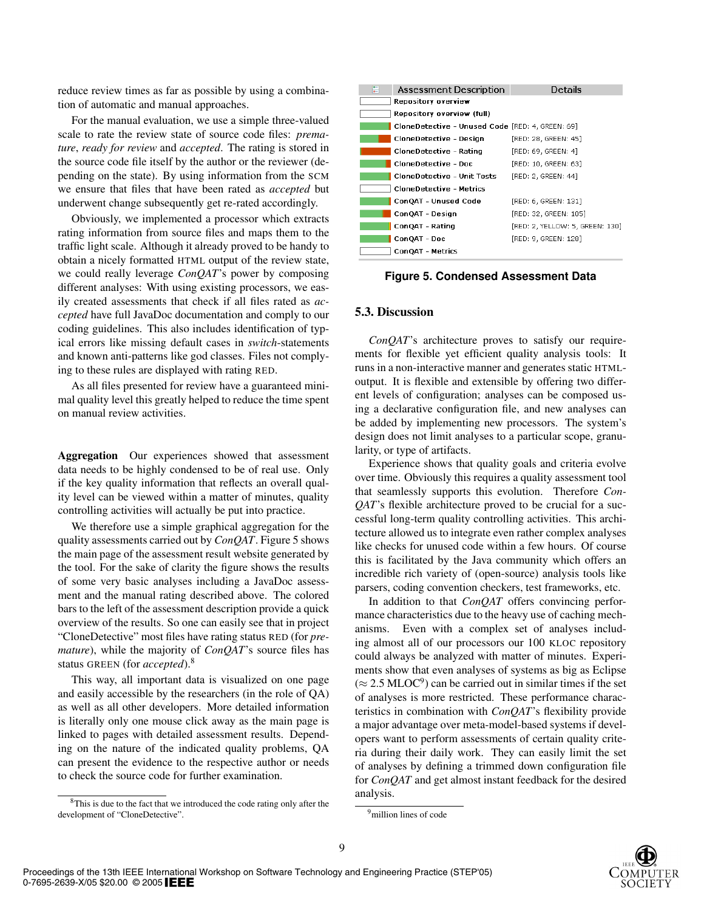reduce review times as far as possible by using a combination of automatic and manual approaches.

For the manual evaluation, we use a simple three-valued scale to rate the review state of source code files: *premature*, *ready for review* and *accepted*. The rating is stored in the source code file itself by the author or the reviewer (depending on the state). By using information from the SCM we ensure that files that have been rated as *accepted* but underwent change subsequently get re-rated accordingly.

Obviously, we implemented a processor which extracts rating information from source files and maps them to the traffic light scale. Although it already proved to be handy to obtain a nicely formatted HTML output of the review state, we could really leverage *ConQAT*'s power by composing different analyses: With using existing processors, we easily created assessments that check if all files rated as *accepted* have full JavaDoc documentation and comply to our coding guidelines. This also includes identification of typical errors like missing default cases in *switch*-statements and known anti-patterns like god classes. Files not complying to these rules are displayed with rating RED.

As all files presented for review have a guaranteed minimal quality level this greatly helped to reduce the time spent on manual review activities.

**Aggregation** Our experiences showed that assessment data needs to be highly condensed to be of real use. Only if the key quality information that reflects an overall quality level can be viewed within a matter of minutes, quality controlling activities will actually be put into practice.

We therefore use a simple graphical aggregation for the quality assessments carried out by *ConQAT*. Figure 5 shows the main page of the assessment result website generated by the tool. For the sake of clarity the figure shows the results of some very basic analyses including a JavaDoc assessment and the manual rating described above. The colored bars to the left of the assessment description provide a quick overview of the results. So one can easily see that in project "CloneDetective" most files have rating status RED (for *premature*), while the majority of *ConQAT*'s source files has status GREEN (for *accepted*).[8]

This way, all important data is visualized on one page and easily accessible by the researchers (in the role of QA) as well as all other developers. More detailed information is literally only one mouse click away as the main page is linked to pages with detailed assessment results. Depending on the nature of the indicated quality problems, QA can present the evidence to the respective author or needs to check the source code for further examination.

[8]This is due to the fact that we introduced the code rating only after the development of "CloneDetective".

| Assessment Description | Details |
|---|---|
| Repository overview | |
| Repository overview (full) | |
| CloneDetective - Unused Code | [RED: 4, GREEN: 69] |
| CloneDetective - Design | [RED: 28, GREEN: 45] |
| CloneDetective - Rating | [RED: 69, GREEN: 4] |
| CloneDetective - Doc | [RED: 10, GREEN: 63] |
| CloneDetective - Unit Tests | [RED: 2, GREEN: 44] |
| CloneDetective - Metrics | |
| ConQAT - Unused Code | [RED: 6, GREEN: 131] |
| ConQAT - Design | [RED: 32, GREEN: 105] |
| ConQAT - Rating | [RED: 2, YELLOW: 5, GREEN: 130] |
| ConQAT - Doc | [RED: 9, GREEN: 128] |
| ConQAT - Metrics | |

**Figure 5. Condensed Assessment Data**

### 5.3. Discussion

*ConQAT*'s architecture proves to satisfy our requirements for flexible yet efficient quality analysis tools: It runs in a non-interactive manner and generates static HTML-output. It is flexible and extensible by offering two different levels of configuration; analyses can be composed using a declarative configuration file, and new analyses can be added by implementing new processors. The system's design does not limit analyses to a particular scope, granularity, or type of artifacts.

Experience shows that quality goals and criteria evolve over time. Obviously this requires a quality assessment tool that seamlessly supports this evolution. Therefore *ConQAT*'s flexible architecture proved to be crucial for a successful long-term quality controlling activities. This architecture allowed us to integrate even rather complex analyses like checks for unused code within a few hours. Of course this is facilitated by the Java community which offers an incredible rich variety of (open-source) analysis tools like parsers, coding convention checkers, test frameworks, etc.

In addition to that *ConQAT* offers convincing performance characteristics due to the heavy use of caching mechanisms. Even with a complex set of analyses including almost all of our processors our 100 KLOC repository could always be analyzed with matter of minutes. Experiments show that even analyses of systems as big as Eclipse ($\approx$ 2.5 MLOC[9]) can be carried out in similar times if the set of analyses is more restricted. These performance characteristics in combination with *ConQAT*'s flexibility provide a major advantage over meta-model-based systems if developers want to perform assessments of certain quality criteria during their daily work. They can easily limit the set of analyses by defining a trimmed down configuration file for *ConQAT* and get almost instant feedback for the desired analysis.

[9]million lines of code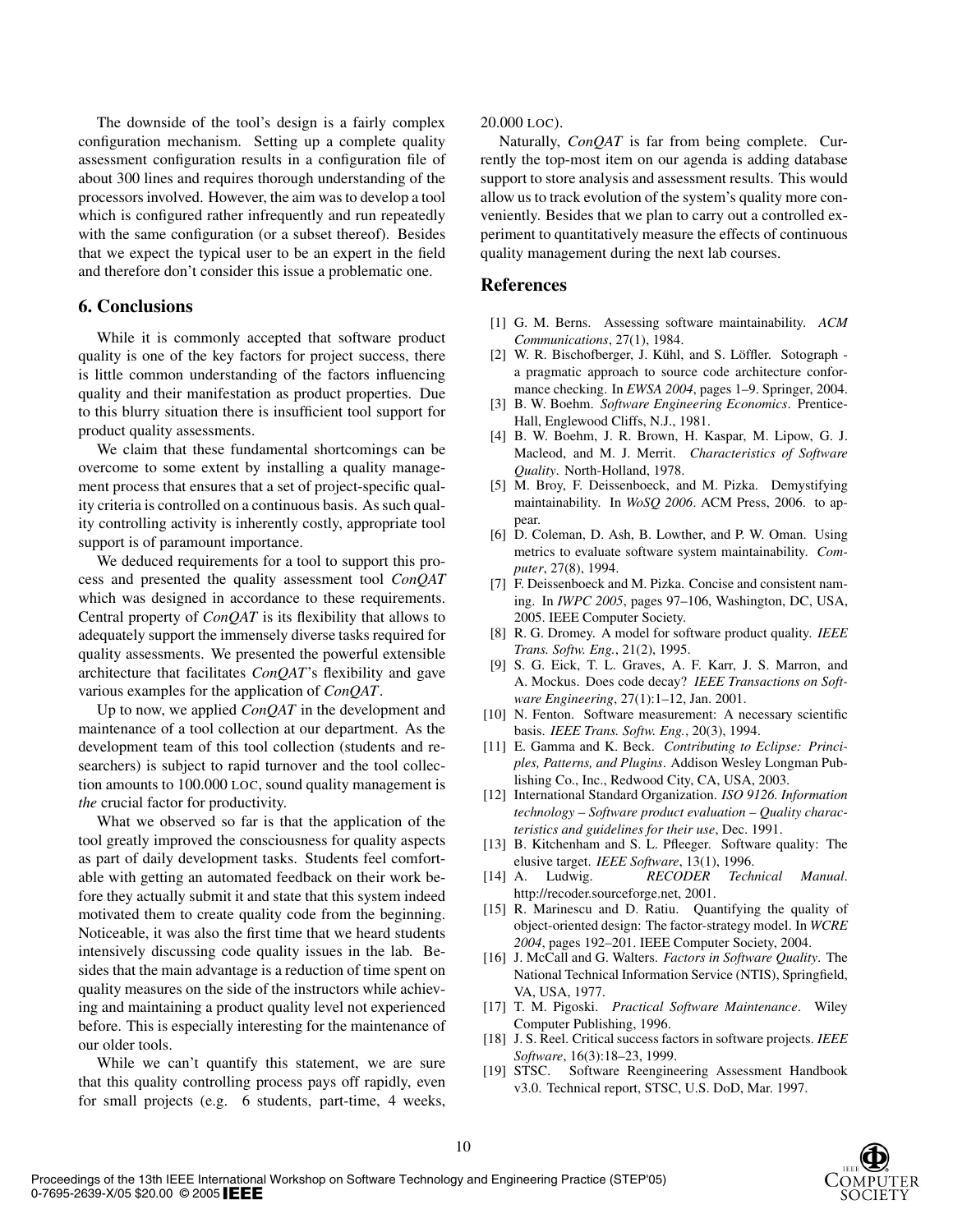The downside of the tool's design is a fairly complex configuration mechanism. Setting up a complete quality assessment configuration results in a configuration file of about 300 lines and requires thorough understanding of the processors involved. However, the aim was to develop a tool which is configured rather infrequently and run repeatedly with the same configuration (or a subset thereof). Besides that we expect the typical user to be an expert in the field and therefore don't consider this issue a problematic one.

## 6. Conclusions

While it is commonly accepted that software product quality is one of the key factors for project success, there is little common understanding of the factors influencing quality and their manifestation as product properties. Due to this blurry situation there is insufficient tool support for product quality assessments.

We claim that these fundamental shortcomings can be overcome to some extent by installing a quality management process that ensures that a set of project-specific quality criteria is controlled on a continuous basis. As such quality controlling activity is inherently costly, appropriate tool support is of paramount importance.

We deduced requirements for a tool to support this process and presented the quality assessment tool *ConQAT* which was designed in accordance to these requirements. Central property of *ConQAT* is its flexibility that allows to adequately support the immensely diverse tasks required for quality assessments. We presented the powerful extensible architecture that facilitates *ConQAT*'s flexibility and gave various examples for the application of *ConQAT*.

Up to now, we applied *ConQAT* in the development and maintenance of a tool collection at our department. As the development team of this tool collection (students and researchers) is subject to rapid turnover and the tool collection amounts to 100.000 LOC, sound quality management is *the* crucial factor for productivity.

What we observed so far is that the application of the tool greatly improved the consciousness for quality aspects as part of daily development tasks. Students feel comfortable with getting an automated feedback on their work before they actually submit it and state that this system indeed motivated them to create quality code from the beginning. Noticeable, it was also the first time that we heard students intensively discussing code quality issues in the lab. Besides that the main advantage is a reduction of time spent on quality measures on the side of the instructors while achieving and maintaining a product quality level not experienced before. This is especially interesting for the maintenance of our older tools.

While we can't quantify this statement, we are sure that this quality controlling process pays off rapidly, even for small projects (e.g. 6 students, part-time, 4 weeks, 20.000 LOC).

Naturally, *ConQAT* is far from being complete. Currently the top-most item on our agenda is adding database support to store analysis and assessment results. This would allow us to track evolution of the system's quality more conveniently. Besides that we plan to carry out a controlled experiment to quantitatively measure the effects of continuous quality management during the next lab courses.

## References

[1] G. M. Berns. Assessing software maintainability. *ACM Communications*, 27(1), 1984.

[2] W. R. Bischofberger, J. Kühl, and S. Löffler. Sotograph - a pragmatic approach to source code architecture conformance checking. In *EWSA 2004*, pages 1–9. Springer, 2004.

[3] B. W. Boehm. *Software Engineering Economics*. Prentice-Hall, Englewood Cliffs, N.J., 1981.

[4] B. W. Boehm, J. R. Brown, H. Kaspar, M. Lipow, G. J. Macleod, and M. J. Merrit. *Characteristics of Software Quality*. North-Holland, 1978.

[5] M. Broy, F. Deissenboeck, and M. Pizka. Demystifying maintainability. In *WoSQ 2006*. ACM Press, 2006. to appear.

[6] D. Coleman, D. Ash, B. Lowther, and P. W. Oman. Using metrics to evaluate software system maintainability. *Computer*, 27(8), 1994.

[7] F. Deissenboeck and M. Pizka. Concise and consistent naming. In *IWPC 2005*, pages 97–106, Washington, DC, USA, 2005. IEEE Computer Society.

[8] R. G. Dromey. A model for software product quality. *IEEE Trans. Softw. Eng.*, 21(2), 1995.

[9] S. G. Eick, T. L. Graves, A. F. Karr, J. S. Marron, and A. Mockus. Does code decay? *IEEE Transactions on Software Engineering*, 27(1):1–12, Jan. 2001.

[10] N. Fenton. Software measurement: A necessary scientific basis. *IEEE Trans. Softw. Eng.*, 20(3), 1994.

[11] E. Gamma and K. Beck. *Contributing to Eclipse: Principles, Patterns, and Plugins*. Addison Wesley Longman Publishing Co., Inc., Redwood City, CA, USA, 2003.

[12] International Standard Organization. *ISO 9126. Information technology – Software product evaluation – Quality characteristics and guidelines for their use*, Dec. 1991.

[13] B. Kitchenham and S. L. Pfleeger. Software quality: The elusive target. *IEEE Software*, 13(1), 1996.

[14] A. Ludwig. *RECODER Technical Manual*. http://recoder.sourceforge.net, 2001.

[15] R. Marinescu and D. Ratiu. Quantifying the quality of object-oriented design: The factor-strategy model. In *WCRE 2004*, pages 192–201. IEEE Computer Society, 2004.

[16] J. McCall and G. Walters. *Factors in Software Quality*. The National Technical Information Service (NTIS), Springfield, VA, USA, 1977.

[17] T. M. Pigoski. *Practical Software Maintenance*. Wiley Computer Publishing, 1996.

[18] J. S. Reel. Critical success factors in software projects. *IEEE Software*, 16(3):18–23, 1999.

[19] STSC. Software Reengineering Assessment Handbook v3.0. Technical report, STSC, U.S. DoD, Mar. 1997.